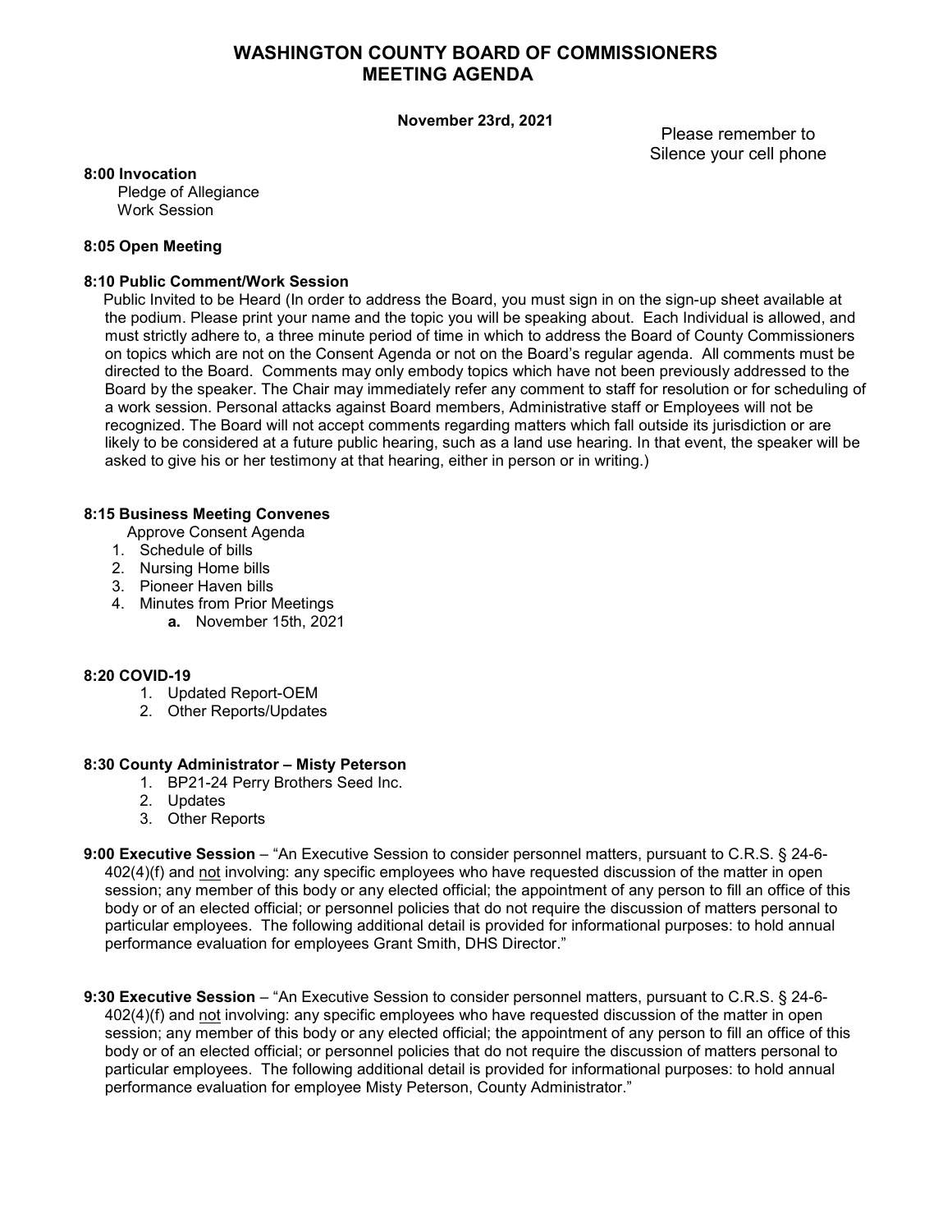# WASHINGTON COUNTY BOARD OF COMMISSIONERS
# MEETING AGENDA

**November 23rd, 2021**

Please remember to Silence your cell phone

**8:00 Invocation**

Pledge of Allegiance

Work Session

**8:05 Open Meeting**

**8:10 Public Comment/Work Session**

Public Invited to be Heard (In order to address the Board, you must sign in on the sign-up sheet available at the podium. Please print your name and the topic you will be speaking about. Each Individual is allowed, and must strictly adhere to, a three minute period of time in which to address the Board of County Commissioners on topics which are not on the Consent Agenda or not on the Board's regular agenda. All comments must be directed to the Board. Comments may only embody topics which have not been previously addressed to the Board by the speaker. The Chair may immediately refer any comment to staff for resolution or for scheduling of a work session. Personal attacks against Board members, Administrative staff or Employees will not be recognized. The Board will not accept comments regarding matters which fall outside its jurisdiction or are likely to be considered at a future public hearing, such as a land use hearing. In that event, the speaker will be asked to give his or her testimony at that hearing, either in person or in writing.)

**8:15 Business Meeting Convenes**

Approve Consent Agenda

1. Schedule of bills
2. Nursing Home bills
3. Pioneer Haven bills
4. Minutes from Prior Meetings
   - **a.** November 15th, 2021

**8:20 COVID-19**

1. Updated Report-OEM
2. Other Reports/Updates

**8:30 County Administrator – Misty Peterson**

1. BP21-24 Perry Brothers Seed Inc.
2. Updates
3. Other Reports

**9:00 Executive Session** – "An Executive Session to consider personnel matters, pursuant to C.R.S. § 24-6-402(4)(f) and not involving: any specific employees who have requested discussion of the matter in open session; any member of this body or any elected official; the appointment of any person to fill an office of this body or of an elected official; or personnel policies that do not require the discussion of matters personal to particular employees. The following additional detail is provided for informational purposes: to hold annual performance evaluation for employees Grant Smith, DHS Director."

**9:30 Executive Session** – "An Executive Session to consider personnel matters, pursuant to C.R.S. § 24-6-402(4)(f) and not involving: any specific employees who have requested discussion of the matter in open session; any member of this body or any elected official; the appointment of any person to fill an office of this body or of an elected official; or personnel policies that do not require the discussion of matters personal to particular employees. The following additional detail is provided for informational purposes: to hold annual performance evaluation for employee Misty Peterson, County Administrator."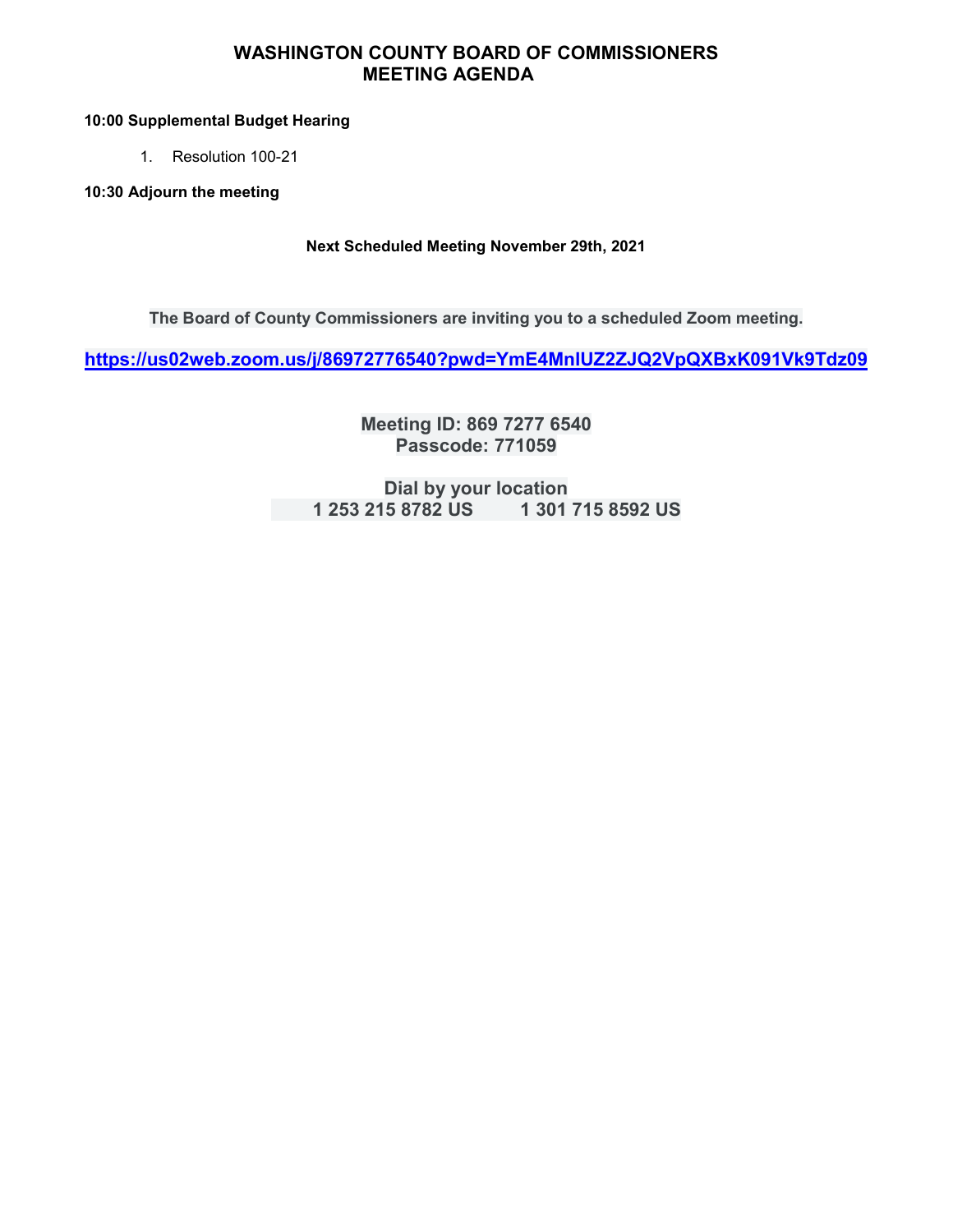# WASHINGTON COUNTY BOARD OF COMMISSIONERS MEETING AGENDA

**10:00 Supplemental Budget Hearing**

1. Resolution 100-21

**10:30 Adjourn the meeting**

**Next Scheduled Meeting November 29th, 2021**

**The Board of County Commissioners are inviting you to a scheduled Zoom meeting.**

**https://us02web.zoom.us/j/86972776540?pwd=YmE4MnlUZ2ZJQ2VpQXBxK091Vk9Tdz09**

**Meeting ID: 869 7277 6540**
**Passcode: 771059**

**Dial by your location**
**1 253 215 8782 US 1 301 715 8592 US**